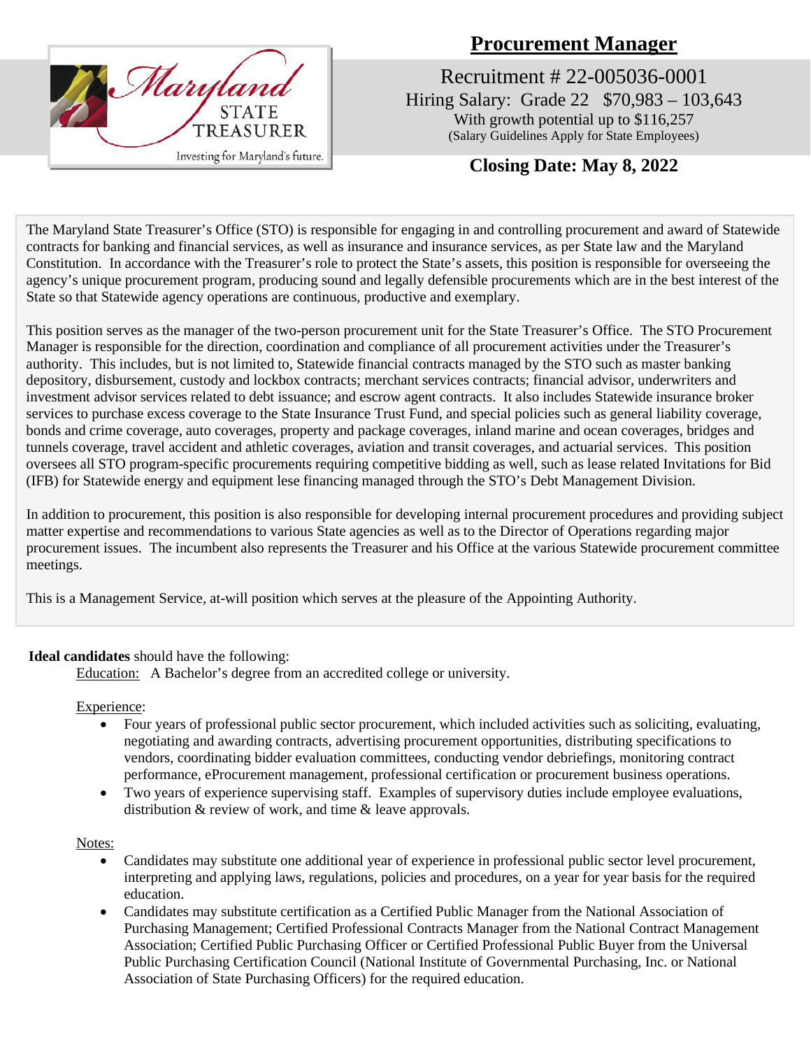Maryland STATE TREASURER
Investing for Maryland's future.

# Procurement Manager

Recruitment # 22-005036-0001
Hiring Salary: Grade 22 $70,983 – 103,643
With growth potential up to $116,257
(Salary Guidelines Apply for State Employees)

**Closing Date: May 8, 2022**

The Maryland State Treasurer's Office (STO) is responsible for engaging in and controlling procurement and award of Statewide contracts for banking and financial services, as well as insurance and insurance services, as per State law and the Maryland Constitution. In accordance with the Treasurer's role to protect the State's assets, this position is responsible for overseeing the agency's unique procurement program, producing sound and legally defensible procurements which are in the best interest of the State so that Statewide agency operations are continuous, productive and exemplary.

This position serves as the manager of the two-person procurement unit for the State Treasurer's Office. The STO Procurement Manager is responsible for the direction, coordination and compliance of all procurement activities under the Treasurer's authority. This includes, but is not limited to, Statewide financial contracts managed by the STO such as master banking depository, disbursement, custody and lockbox contracts; merchant services contracts; financial advisor, underwriters and investment advisor services related to debt issuance; and escrow agent contracts. It also includes Statewide insurance broker services to purchase excess coverage to the State Insurance Trust Fund, and special policies such as general liability coverage, bonds and crime coverage, auto coverages, property and package coverages, inland marine and ocean coverages, bridges and tunnels coverage, travel accident and athletic coverages, aviation and transit coverages, and actuarial services. This position oversees all STO program-specific procurements requiring competitive bidding as well, such as lease related Invitations for Bid (IFB) for Statewide energy and equipment lese financing managed through the STO's Debt Management Division.

In addition to procurement, this position is also responsible for developing internal procurement procedures and providing subject matter expertise and recommendations to various State agencies as well as to the Director of Operations regarding major procurement issues. The incumbent also represents the Treasurer and his Office at the various Statewide procurement committee meetings.

This is a Management Service, at-will position which serves at the pleasure of the Appointing Authority.

**Ideal candidates** should have the following:

Education: A Bachelor's degree from an accredited college or university.

Experience:

- Four years of professional public sector procurement, which included activities such as soliciting, evaluating, negotiating and awarding contracts, advertising procurement opportunities, distributing specifications to vendors, coordinating bidder evaluation committees, conducting vendor debriefings, monitoring contract performance, eProcurement management, professional certification or procurement business operations.
- Two years of experience supervising staff. Examples of supervisory duties include employee evaluations, distribution & review of work, and time & leave approvals.

Notes:

- Candidates may substitute one additional year of experience in professional public sector level procurement, interpreting and applying laws, regulations, policies and procedures, on a year for year basis for the required education.
- Candidates may substitute certification as a Certified Public Manager from the National Association of Purchasing Management; Certified Professional Contracts Manager from the National Contract Management Association; Certified Public Purchasing Officer or Certified Professional Public Buyer from the Universal Public Purchasing Certification Council (National Institute of Governmental Purchasing, Inc. or National Association of State Purchasing Officers) for the required education.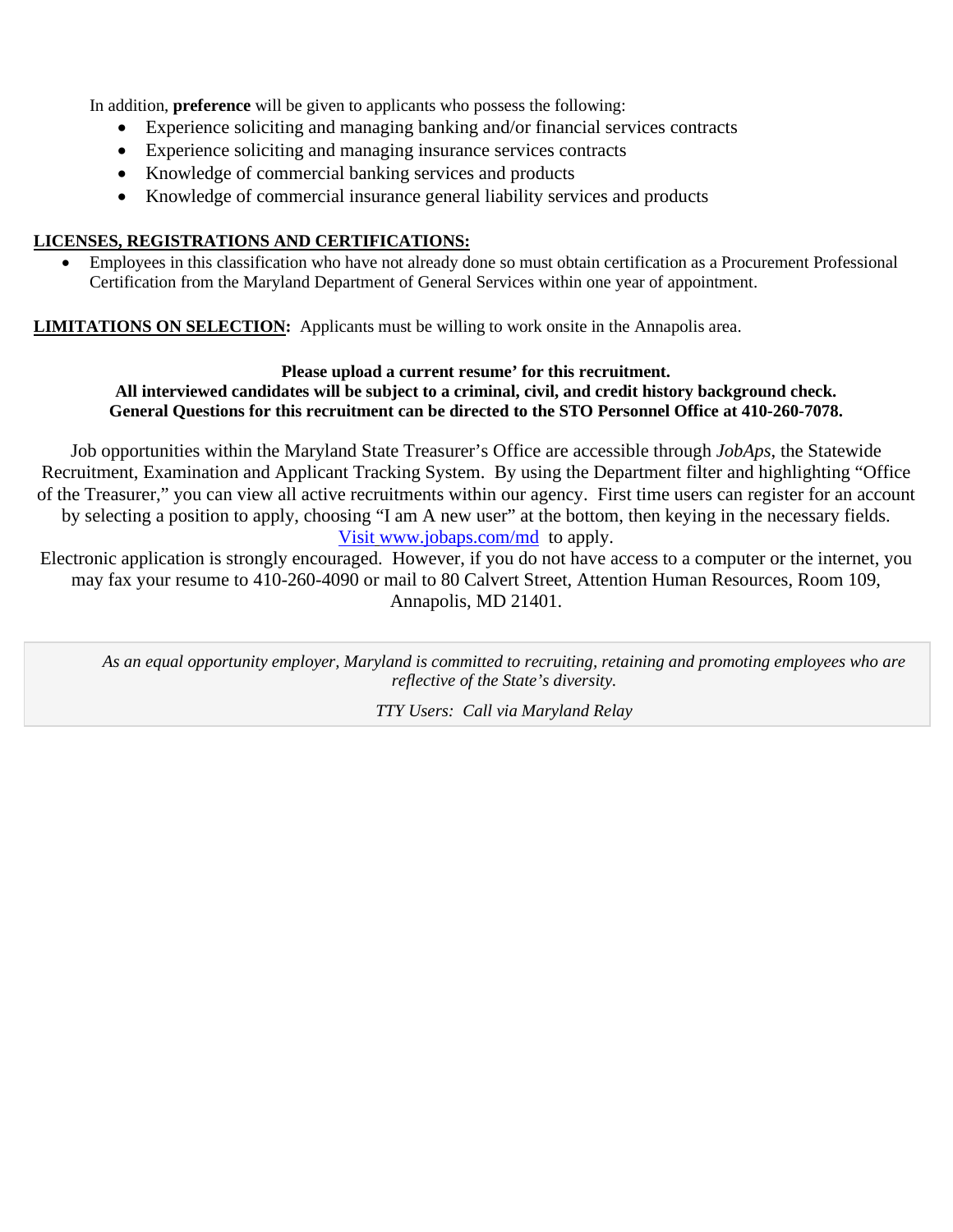In addition, **preference** will be given to applicants who possess the following:

- Experience soliciting and managing banking and/or financial services contracts
- Experience soliciting and managing insurance services contracts
- Knowledge of commercial banking services and products
- Knowledge of commercial insurance general liability services and products

**LICENSES, REGISTRATIONS AND CERTIFICATIONS:**

- Employees in this classification who have not already done so must obtain certification as a Procurement Professional Certification from the Maryland Department of General Services within one year of appointment.

**LIMITATIONS ON SELECTION:** Applicants must be willing to work onsite in the Annapolis area.

**Please upload a current resume' for this recruitment.**
**All interviewed candidates will be subject to a criminal, civil, and credit history background check.**
**General Questions for this recruitment can be directed to the STO Personnel Office at 410-260-7078.**

Job opportunities within the Maryland State Treasurer's Office are accessible through *JobAps*, the Statewide Recruitment, Examination and Applicant Tracking System. By using the Department filter and highlighting "Office of the Treasurer," you can view all active recruitments within our agency. First time users can register for an account by selecting a position to apply, choosing "I am A new user" at the bottom, then keying in the necessary fields.
[Visit www.jobaps.com/md](http://www.jobaps.com/md) to apply.
Electronic application is strongly encouraged. However, if you do not have access to a computer or the internet, you may fax your resume to 410-260-4090 or mail to 80 Calvert Street, Attention Human Resources, Room 109, Annapolis, MD 21401.

*As an equal opportunity employer, Maryland is committed to recruiting, retaining and promoting employees who are reflective of the State's diversity.*

*TTY Users: Call via Maryland Relay*